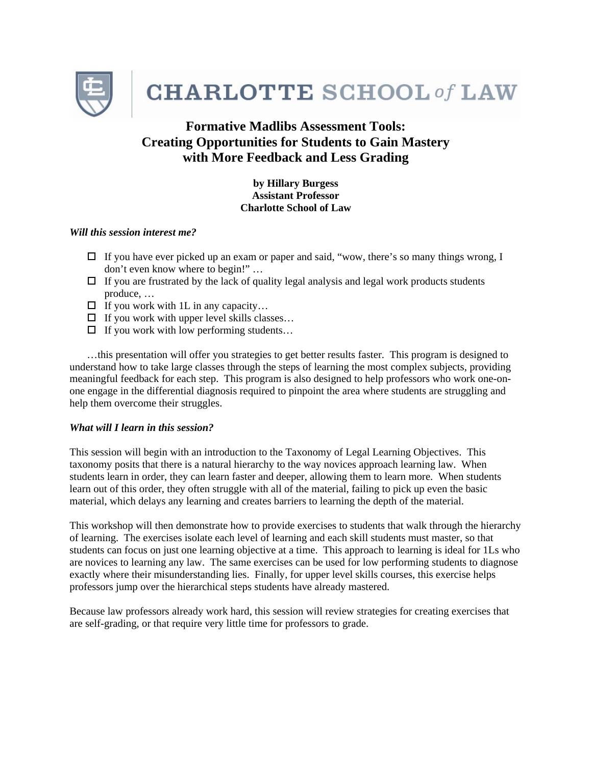CHARLOTTE SCHOOL of LAW

# Formative Madlibs Assessment Tools: Creating Opportunities for Students to Gain Mastery with More Feedback and Less Grading

**by Hillary Burgess**
**Assistant Professor**
**Charlotte School of Law**

***Will this session interest me?***

- ☐ If you have ever picked up an exam or paper and said, "wow, there's so many things wrong, I don't even know where to begin!" …
- ☐ If you are frustrated by the lack of quality legal analysis and legal work products students produce, …
- ☐ If you work with 1L in any capacity…
- ☐ If you work with upper level skills classes…
- ☐ If you work with low performing students…

…this presentation will offer you strategies to get better results faster. This program is designed to understand how to take large classes through the steps of learning the most complex subjects, providing meaningful feedback for each step. This program is also designed to help professors who work one-on-one engage in the differential diagnosis required to pinpoint the area where students are struggling and help them overcome their struggles.

***What will I learn in this session?***

This session will begin with an introduction to the Taxonomy of Legal Learning Objectives. This taxonomy posits that there is a natural hierarchy to the way novices approach learning law. When students learn in order, they can learn faster and deeper, allowing them to learn more. When students learn out of this order, they often struggle with all of the material, failing to pick up even the basic material, which delays any learning and creates barriers to learning the depth of the material.

This workshop will then demonstrate how to provide exercises to students that walk through the hierarchy of learning. The exercises isolate each level of learning and each skill students must master, so that students can focus on just one learning objective at a time. This approach to learning is ideal for 1Ls who are novices to learning any law. The same exercises can be used for low performing students to diagnose exactly where their misunderstanding lies. Finally, for upper level skills courses, this exercise helps professors jump over the hierarchical steps students have already mastered.

Because law professors already work hard, this session will review strategies for creating exercises that are self-grading, or that require very little time for professors to grade.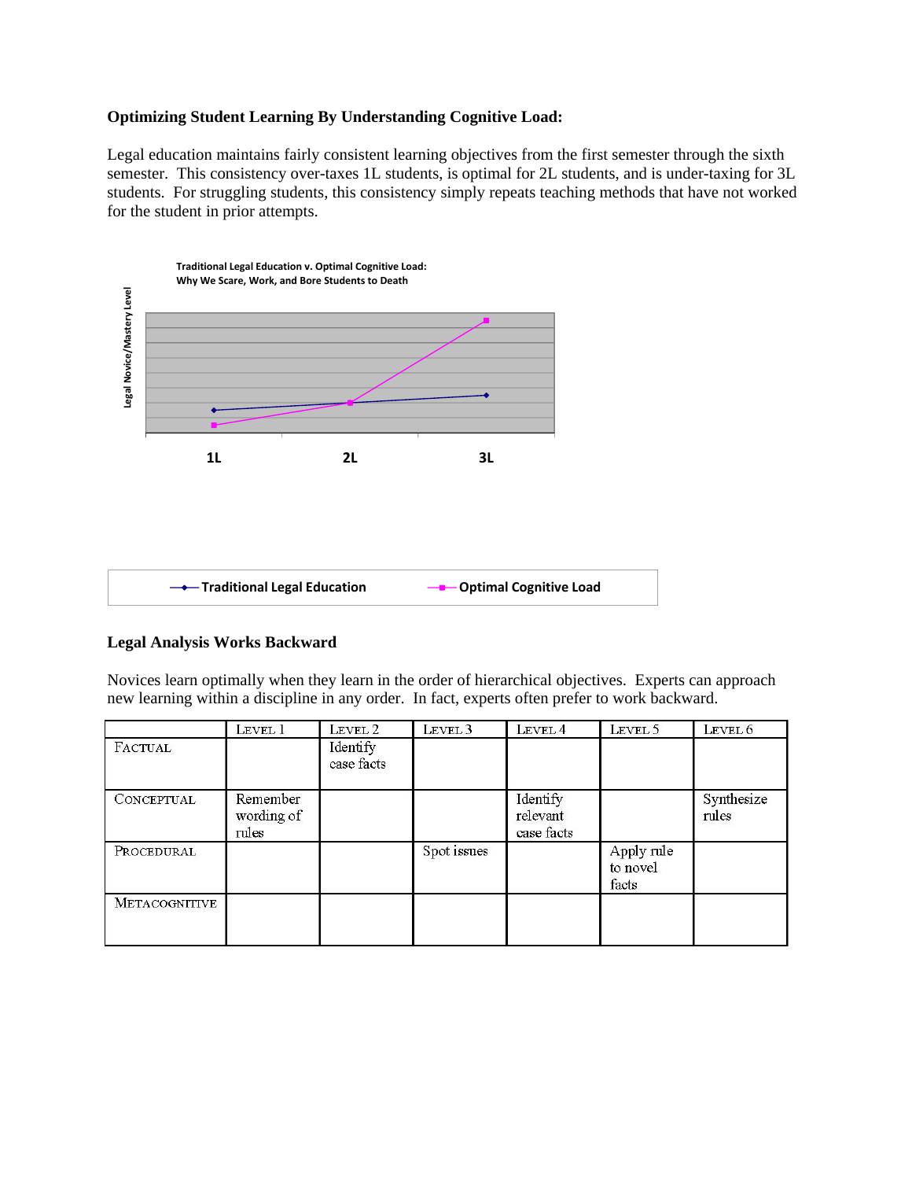### Optimizing Student Learning By Understanding Cognitive Load:

Legal education maintains fairly consistent learning objectives from the first semester through the sixth semester. This consistency over-taxes 1L students, is optimal for 2L students, and is under-taxing for 3L students. For struggling students, this consistency simply repeats teaching methods that have not worked for the student in prior attempts.

**Traditional Legal Education v. Optimal Cognitive Load: Why We Scare, Work, and Bore Students to Death**

Legal Novice/Mastery Level

1L 2L 3L

Traditional Legal Education — Optimal Cognitive Load

### Legal Analysis Works Backward

Novices learn optimally when they learn in the order of hierarchical objectives. Experts can approach new learning within a discipline in any order. In fact, experts often prefer to work backward.

| | Level 1 | Level 2 | Level 3 | Level 4 | Level 5 | Level 6 |
|---|---|---|---|---|---|---|
| Factual | | Identify case facts | | | | |
| Conceptual | Remember wording of rules | | | Identify relevant case facts | | Synthesize rules |
| Procedural | | | Spot issues | | Apply rule to novel facts | |
| Metacognitive | | | | | | |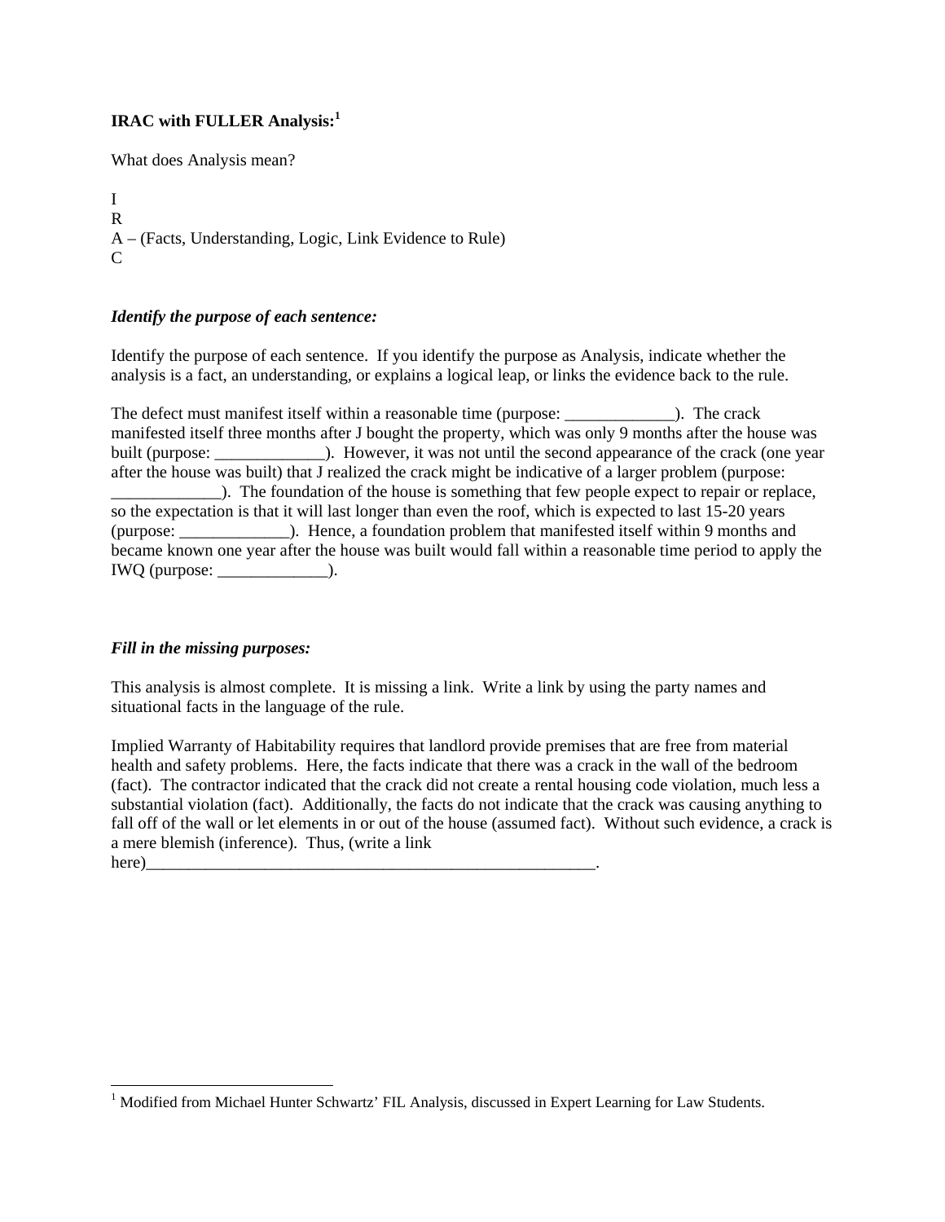**IRAC with FULLER Analysis:**[1]

What does Analysis mean?

I
R
A – (Facts, Understanding, Logic, Link Evidence to Rule)
C

***Identify the purpose of each sentence:***

Identify the purpose of each sentence. If you identify the purpose as Analysis, indicate whether the analysis is a fact, an understanding, or explains a logical leap, or links the evidence back to the rule.

The defect must manifest itself within a reasonable time (purpose: _____________). The crack manifested itself three months after J bought the property, which was only 9 months after the house was built (purpose: _____________). However, it was not until the second appearance of the crack (one year after the house was built) that J realized the crack might be indicative of a larger problem (purpose: _____________). The foundation of the house is something that few people expect to repair or replace, so the expectation is that it will last longer than even the roof, which is expected to last 15-20 years (purpose: _____________). Hence, a foundation problem that manifested itself within 9 months and became known one year after the house was built would fall within a reasonable time period to apply the IWQ (purpose: _____________).

***Fill in the missing purposes:***

This analysis is almost complete. It is missing a link. Write a link by using the party names and situational facts in the language of the rule.

Implied Warranty of Habitability requires that landlord provide premises that are free from material health and safety problems. Here, the facts indicate that there was a crack in the wall of the bedroom (fact). The contractor indicated that the crack did not create a rental housing code violation, much less a substantial violation (fact). Additionally, the facts do not indicate that the crack was causing anything to fall off of the wall or let elements in or out of the house (assumed fact). Without such evidence, a crack is a mere blemish (inference). Thus, (write a link here)_________________________________________________________.

[1] Modified from Michael Hunter Schwartz' FIL Analysis, discussed in Expert Learning for Law Students.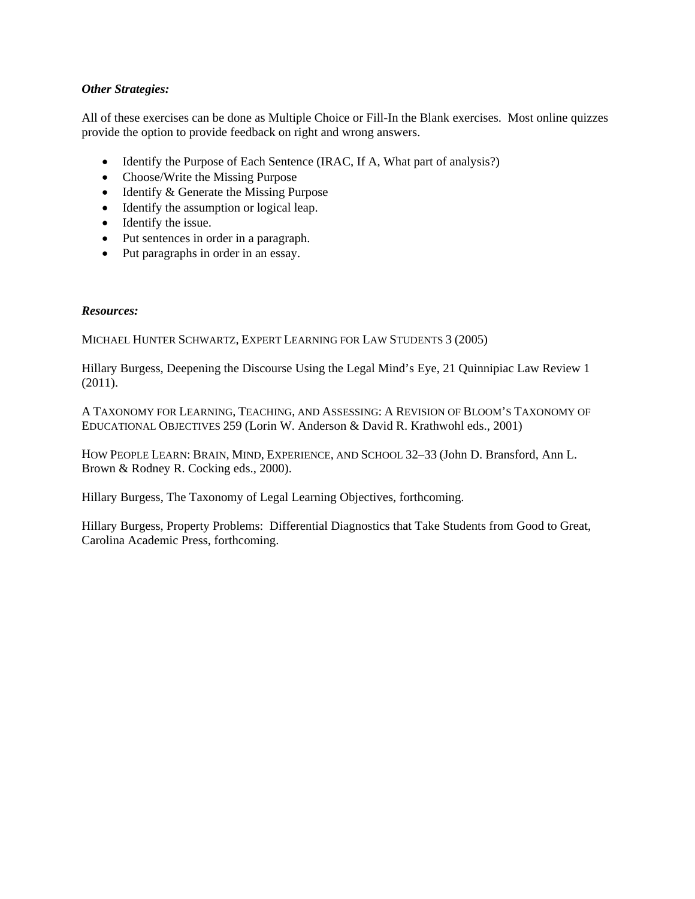***Other Strategies:***

All of these exercises can be done as Multiple Choice or Fill-In the Blank exercises. Most online quizzes provide the option to provide feedback on right and wrong answers.

- Identify the Purpose of Each Sentence (IRAC, If A, What part of analysis?)
- Choose/Write the Missing Purpose
- Identify & Generate the Missing Purpose
- Identify the assumption or logical leap.
- Identify the issue.
- Put sentences in order in a paragraph.
- Put paragraphs in order in an essay.

***Resources:***

MICHAEL HUNTER SCHWARTZ, EXPERT LEARNING FOR LAW STUDENTS 3 (2005)

Hillary Burgess, Deepening the Discourse Using the Legal Mind's Eye, 21 Quinnipiac Law Review 1 (2011).

A TAXONOMY FOR LEARNING, TEACHING, AND ASSESSING: A REVISION OF BLOOM'S TAXONOMY OF EDUCATIONAL OBJECTIVES 259 (Lorin W. Anderson & David R. Krathwohl eds., 2001)

HOW PEOPLE LEARN: BRAIN, MIND, EXPERIENCE, AND SCHOOL 32–33 (John D. Bransford, Ann L. Brown & Rodney R. Cocking eds., 2000).

Hillary Burgess, The Taxonomy of Legal Learning Objectives, forthcoming.

Hillary Burgess, Property Problems: Differential Diagnostics that Take Students from Good to Great, Carolina Academic Press, forthcoming.